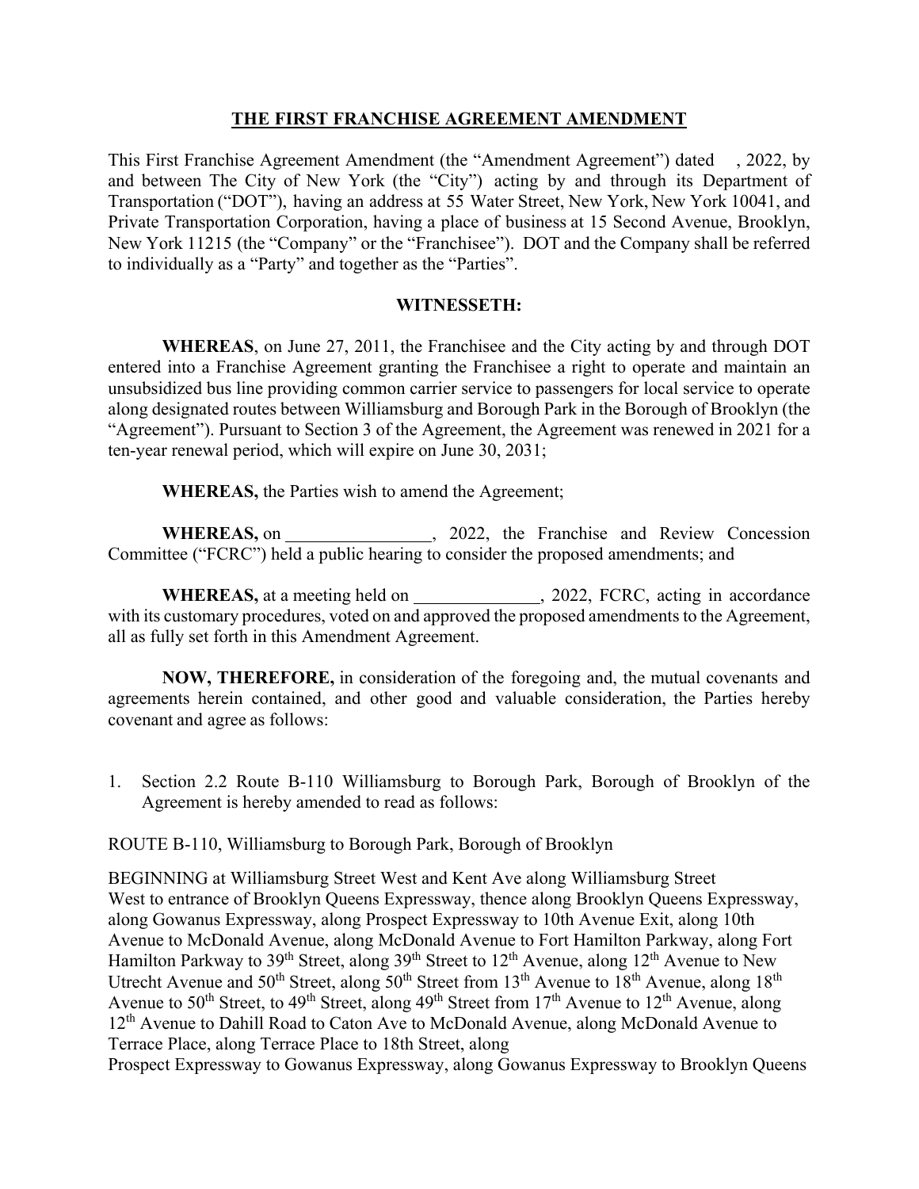# THE FIRST FRANCHISE AGREEMENT AMENDMENT

This First Franchise Agreement Amendment (the "Amendment Agreement") dated , 2022, by and between The City of New York (the "City") acting by and through its Department of Transportation ("DOT"), having an address at 55 Water Street, New York, New York 10041, and Private Transportation Corporation, having a place of business at 15 Second Avenue, Brooklyn, New York 11215 (the "Company" or the "Franchisee"). DOT and the Company shall be referred to individually as a "Party" and together as the "Parties".

## WITNESSETH:

**WHEREAS**, on June 27, 2011, the Franchisee and the City acting by and through DOT entered into a Franchise Agreement granting the Franchisee a right to operate and maintain an unsubsidized bus line providing common carrier service to passengers for local service to operate along designated routes between Williamsburg and Borough Park in the Borough of Brooklyn (the "Agreement"). Pursuant to Section 3 of the Agreement, the Agreement was renewed in 2021 for a ten-year renewal period, which will expire on June 30, 2031;

**WHEREAS,** the Parties wish to amend the Agreement;

**WHEREAS,** on ________________, 2022, the Franchise and Review Concession Committee ("FCRC") held a public hearing to consider the proposed amendments; and

**WHEREAS,** at a meeting held on ______________, 2022, FCRC, acting in accordance with its customary procedures, voted on and approved the proposed amendments to the Agreement, all as fully set forth in this Amendment Agreement.

**NOW, THEREFORE,** in consideration of the foregoing and, the mutual covenants and agreements herein contained, and other good and valuable consideration, the Parties hereby covenant and agree as follows:

1. Section 2.2 Route B-110 Williamsburg to Borough Park, Borough of Brooklyn of the Agreement is hereby amended to read as follows:

ROUTE B-110, Williamsburg to Borough Park, Borough of Brooklyn

BEGINNING at Williamsburg Street West and Kent Ave along Williamsburg Street West to entrance of Brooklyn Queens Expressway, thence along Brooklyn Queens Expressway, along Gowanus Expressway, along Prospect Expressway to 10th Avenue Exit, along 10th Avenue to McDonald Avenue, along McDonald Avenue to Fort Hamilton Parkway, along Fort Hamilton Parkway to 39th Street, along 39th Street to 12th Avenue, along 12th Avenue to New Utrecht Avenue and 50th Street, along 50th Street from 13th Avenue to 18th Avenue, along 18th Avenue to 50th Street, to 49th Street, along 49th Street from 17th Avenue to 12th Avenue, along 12th Avenue to Dahill Road to Caton Ave to McDonald Avenue, along McDonald Avenue to Terrace Place, along Terrace Place to 18th Street, along Prospect Expressway to Gowanus Expressway, along Gowanus Expressway to Brooklyn Queens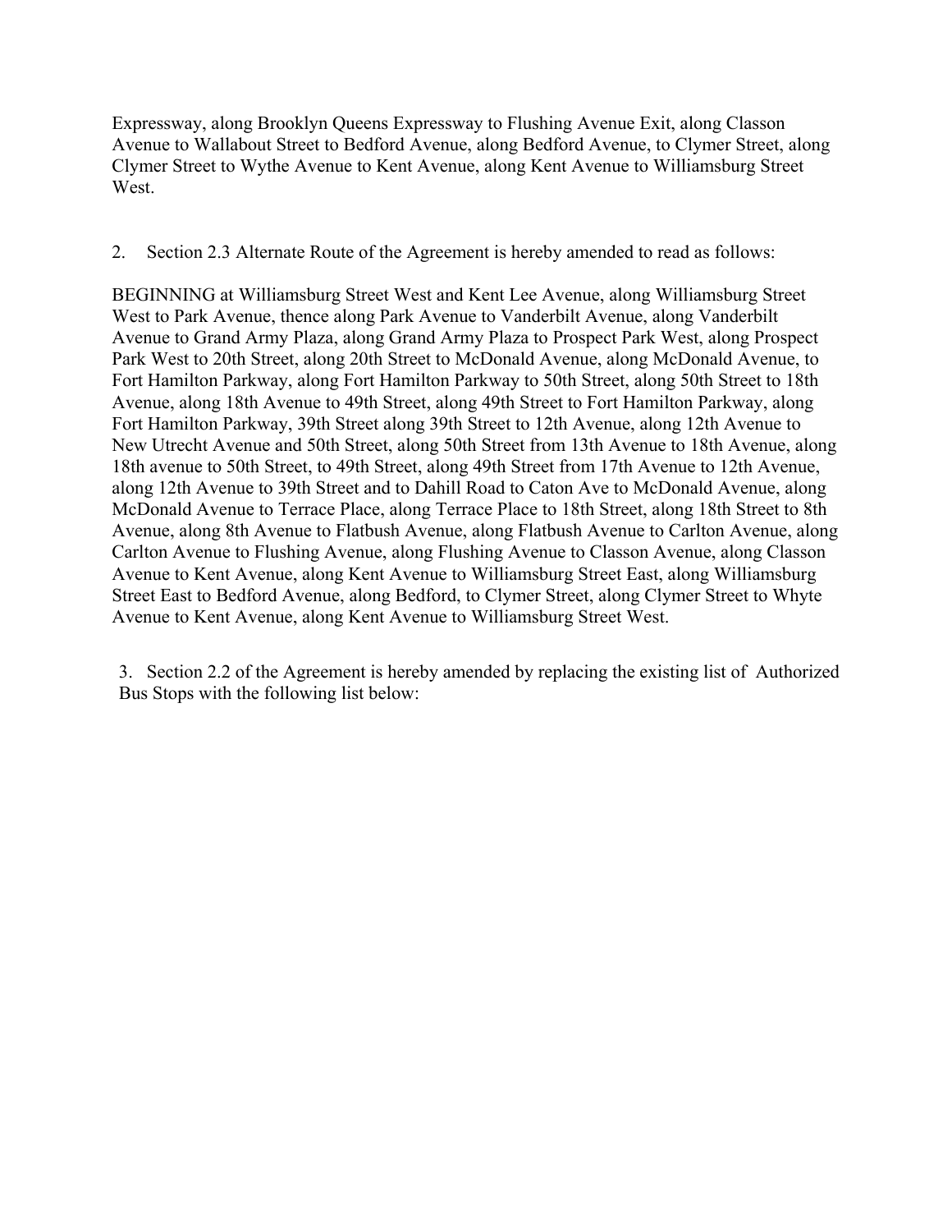Expressway, along Brooklyn Queens Expressway to Flushing Avenue Exit, along Classon Avenue to Wallabout Street to Bedford Avenue, along Bedford Avenue, to Clymer Street, along Clymer Street to Wythe Avenue to Kent Avenue, along Kent Avenue to Williamsburg Street West.

2. Section 2.3 Alternate Route of the Agreement is hereby amended to read as follows:

BEGINNING at Williamsburg Street West and Kent Lee Avenue, along Williamsburg Street West to Park Avenue, thence along Park Avenue to Vanderbilt Avenue, along Vanderbilt Avenue to Grand Army Plaza, along Grand Army Plaza to Prospect Park West, along Prospect Park West to 20th Street, along 20th Street to McDonald Avenue, along McDonald Avenue, to Fort Hamilton Parkway, along Fort Hamilton Parkway to 50th Street, along 50th Street to 18th Avenue, along 18th Avenue to 49th Street, along 49th Street to Fort Hamilton Parkway, along Fort Hamilton Parkway, 39th Street along 39th Street to 12th Avenue, along 12th Avenue to New Utrecht Avenue and 50th Street, along 50th Street from 13th Avenue to 18th Avenue, along 18th avenue to 50th Street, to 49th Street, along 49th Street from 17th Avenue to 12th Avenue, along 12th Avenue to 39th Street and to Dahill Road to Caton Ave to McDonald Avenue, along McDonald Avenue to Terrace Place, along Terrace Place to 18th Street, along 18th Street to 8th Avenue, along 8th Avenue to Flatbush Avenue, along Flatbush Avenue to Carlton Avenue, along Carlton Avenue to Flushing Avenue, along Flushing Avenue to Classon Avenue, along Classon Avenue to Kent Avenue, along Kent Avenue to Williamsburg Street East, along Williamsburg Street East to Bedford Avenue, along Bedford, to Clymer Street, along Clymer Street to Whyte Avenue to Kent Avenue, along Kent Avenue to Williamsburg Street West.

3. Section 2.2 of the Agreement is hereby amended by replacing the existing list of Authorized Bus Stops with the following list below: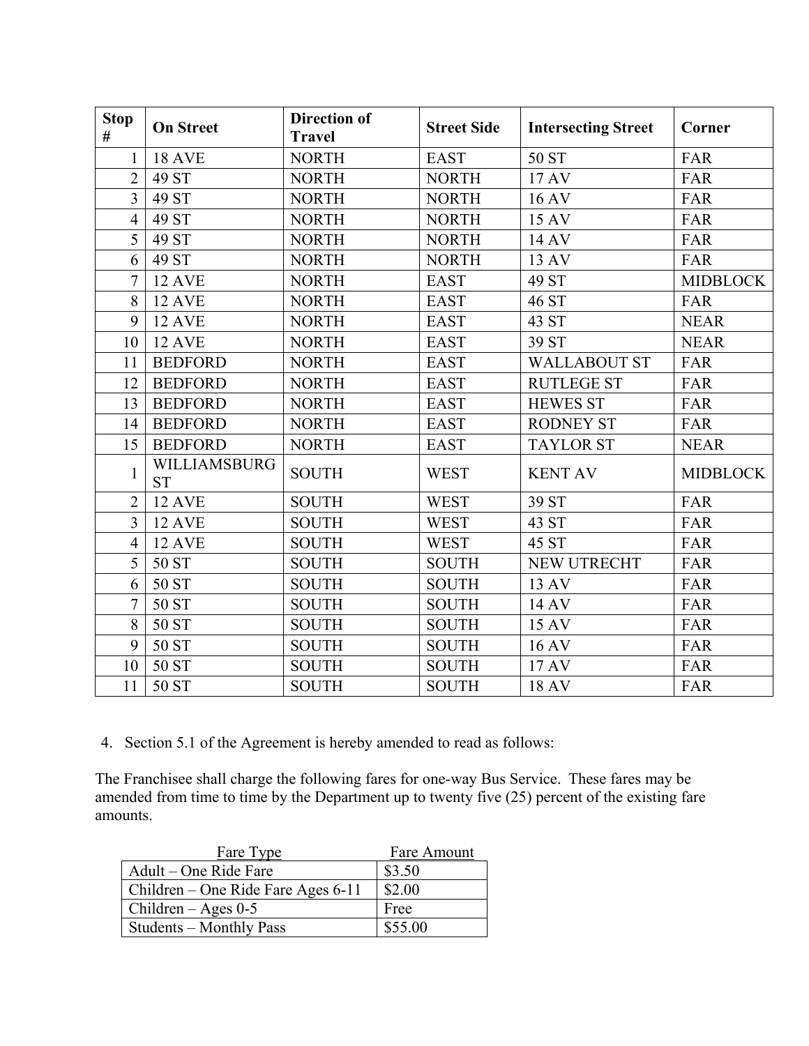| Stop # | On Street | Direction of Travel | Street Side | Intersecting Street | Corner |
|---|---|---|---|---|---|
| 1 | 18 AVE | NORTH | EAST | 50 ST | FAR |
| 2 | 49 ST | NORTH | NORTH | 17 AV | FAR |
| 3 | 49 ST | NORTH | NORTH | 16 AV | FAR |
| 4 | 49 ST | NORTH | NORTH | 15 AV | FAR |
| 5 | 49 ST | NORTH | NORTH | 14 AV | FAR |
| 6 | 49 ST | NORTH | NORTH | 13 AV | FAR |
| 7 | 12 AVE | NORTH | EAST | 49 ST | MIDBLOCK |
| 8 | 12 AVE | NORTH | EAST | 46 ST | FAR |
| 9 | 12 AVE | NORTH | EAST | 43 ST | NEAR |
| 10 | 12 AVE | NORTH | EAST | 39 ST | NEAR |
| 11 | BEDFORD | NORTH | EAST | WALLABOUT ST | FAR |
| 12 | BEDFORD | NORTH | EAST | RUTLEGE ST | FAR |
| 13 | BEDFORD | NORTH | EAST | HEWES ST | FAR |
| 14 | BEDFORD | NORTH | EAST | RODNEY ST | FAR |
| 15 | BEDFORD | NORTH | EAST | TAYLOR ST | NEAR |
| 1 | WILLIAMSBURG ST | SOUTH | WEST | KENT AV | MIDBLOCK |
| 2 | 12 AVE | SOUTH | WEST | 39 ST | FAR |
| 3 | 12 AVE | SOUTH | WEST | 43 ST | FAR |
| 4 | 12 AVE | SOUTH | WEST | 45 ST | FAR |
| 5 | 50 ST | SOUTH | SOUTH | NEW UTRECHT | FAR |
| 6 | 50 ST | SOUTH | SOUTH | 13 AV | FAR |
| 7 | 50 ST | SOUTH | SOUTH | 14 AV | FAR |
| 8 | 50 ST | SOUTH | SOUTH | 15 AV | FAR |
| 9 | 50 ST | SOUTH | SOUTH | 16 AV | FAR |
| 10 | 50 ST | SOUTH | SOUTH | 17 AV | FAR |
| 11 | 50 ST | SOUTH | SOUTH | 18 AV | FAR |

4. Section 5.1 of the Agreement is hereby amended to read as follows:

The Franchisee shall charge the following fares for one-way Bus Service. These fares may be amended from time to time by the Department up to twenty five (25) percent of the existing fare amounts.

| Fare Type | Fare Amount |
|---|---|
| Adult – One Ride Fare | $3.50 |
| Children – One Ride Fare Ages 6-11 | $2.00 |
| Children – Ages 0-5 | Free |
| Students – Monthly Pass | $55.00 |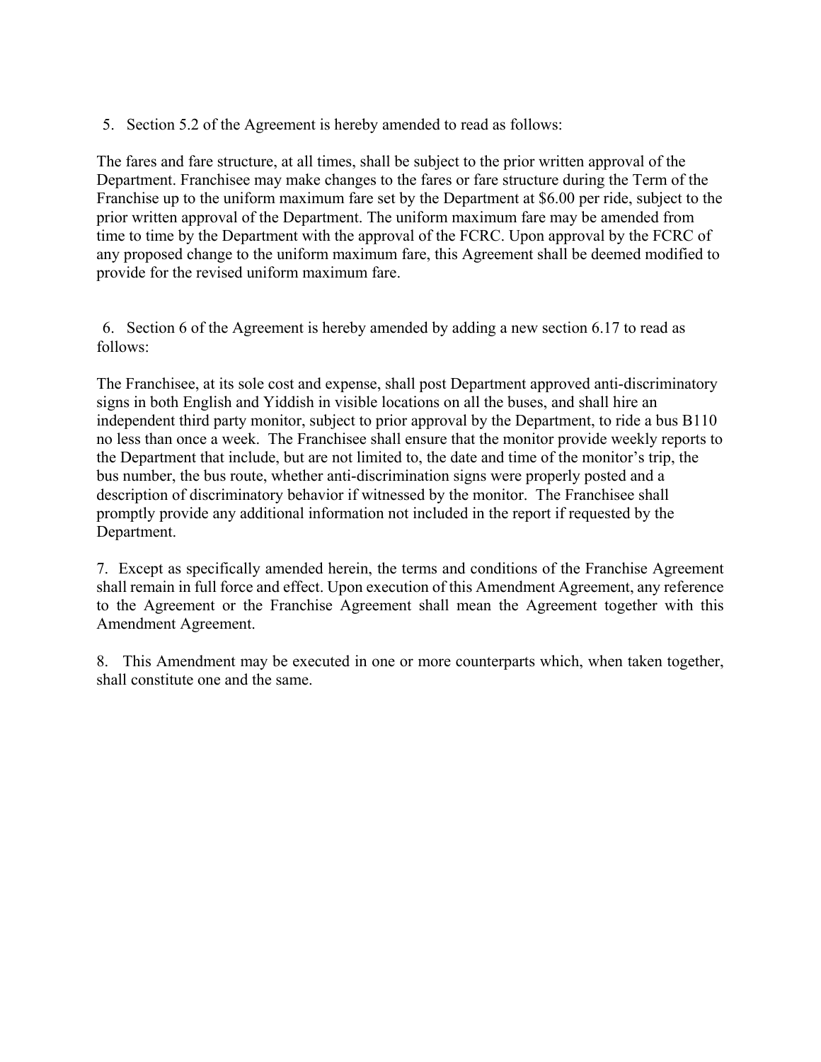5. Section 5.2 of the Agreement is hereby amended to read as follows:

The fares and fare structure, at all times, shall be subject to the prior written approval of the Department. Franchisee may make changes to the fares or fare structure during the Term of the Franchise up to the uniform maximum fare set by the Department at $6.00 per ride, subject to the prior written approval of the Department. The uniform maximum fare may be amended from time to time by the Department with the approval of the FCRC. Upon approval by the FCRC of any proposed change to the uniform maximum fare, this Agreement shall be deemed modified to provide for the revised uniform maximum fare.

6. Section 6 of the Agreement is hereby amended by adding a new section 6.17 to read as follows:

The Franchisee, at its sole cost and expense, shall post Department approved anti-discriminatory signs in both English and Yiddish in visible locations on all the buses, and shall hire an independent third party monitor, subject to prior approval by the Department, to ride a bus B110 no less than once a week. The Franchisee shall ensure that the monitor provide weekly reports to the Department that include, but are not limited to, the date and time of the monitor's trip, the bus number, the bus route, whether anti-discrimination signs were properly posted and a description of discriminatory behavior if witnessed by the monitor. The Franchisee shall promptly provide any additional information not included in the report if requested by the Department.

7. Except as specifically amended herein, the terms and conditions of the Franchise Agreement shall remain in full force and effect. Upon execution of this Amendment Agreement, any reference to the Agreement or the Franchise Agreement shall mean the Agreement together with this Amendment Agreement.

8. This Amendment may be executed in one or more counterparts which, when taken together, shall constitute one and the same.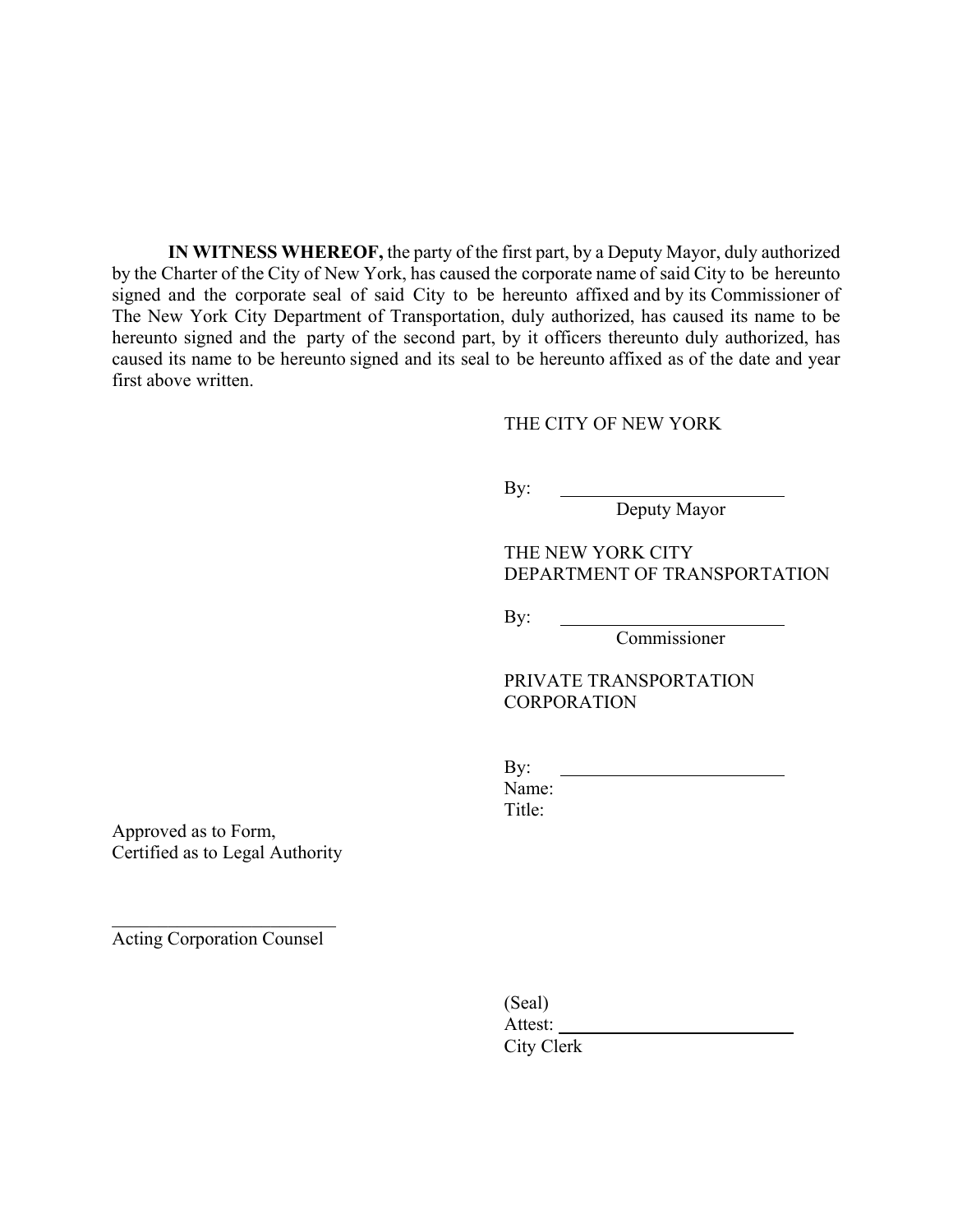**IN WITNESS WHEREOF,** the party of the first part, by a Deputy Mayor, duly authorized by the Charter of the City of New York, has caused the corporate name of said City to be hereunto signed and the corporate seal of said City to be hereunto affixed and by its Commissioner of The New York City Department of Transportation, duly authorized, has caused its name to be hereunto signed and the party of the second part, by it officers thereunto duly authorized, has caused its name to be hereunto signed and its seal to be hereunto affixed as of the date and year first above written.

THE CITY OF NEW YORK

By: ________________________
Deputy Mayor

THE NEW YORK CITY
DEPARTMENT OF TRANSPORTATION

By: ________________________
Commissioner

PRIVATE TRANSPORTATION
CORPORATION

By: ________________________
Name:
Title:

Approved as to Form,
Certified as to Legal Authority

________________________
Acting Corporation Counsel

(Seal)
Attest: ________________________
City Clerk